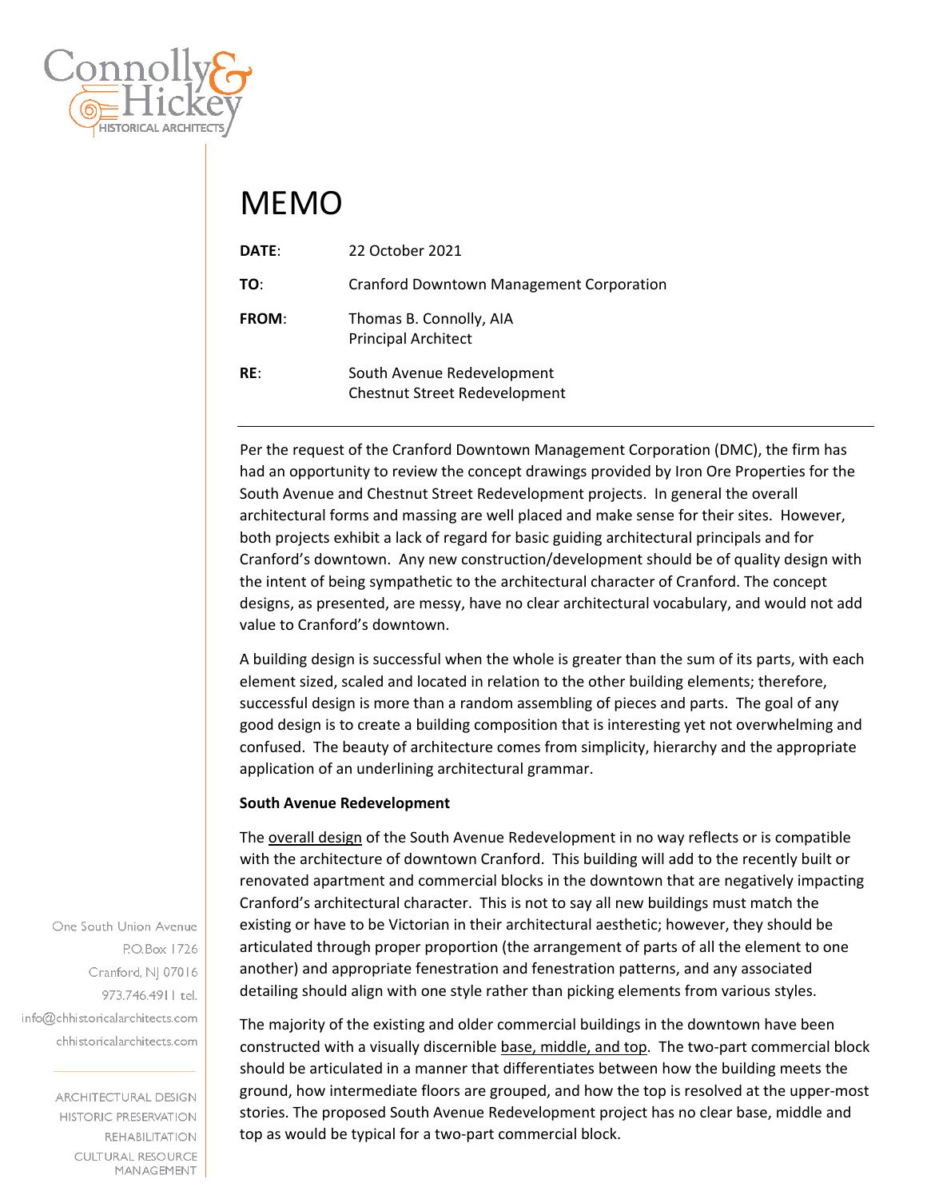# MEMO

**DATE**: 22 October 2021

**TO**: Cranford Downtown Management Corporation

**FROM**: Thomas B. Connolly, AIA
Principal Architect

**RE**: South Avenue Redevelopment
Chestnut Street Redevelopment

---

Per the request of the Cranford Downtown Management Corporation (DMC), the firm has had an opportunity to review the concept drawings provided by Iron Ore Properties for the South Avenue and Chestnut Street Redevelopment projects. In general the overall architectural forms and massing are well placed and make sense for their sites. However, both projects exhibit a lack of regard for basic guiding architectural principals and for Cranford's downtown. Any new construction/development should be of quality design with the intent of being sympathetic to the architectural character of Cranford. The concept designs, as presented, are messy, have no clear architectural vocabulary, and would not add value to Cranford's downtown.

A building design is successful when the whole is greater than the sum of its parts, with each element sized, scaled and located in relation to the other building elements; therefore, successful design is more than a random assembling of pieces and parts. The goal of any good design is to create a building composition that is interesting yet not overwhelming and confused. The beauty of architecture comes from simplicity, hierarchy and the appropriate application of an underlining architectural grammar.

**South Avenue Redevelopment**

The overall design of the South Avenue Redevelopment in no way reflects or is compatible with the architecture of downtown Cranford. This building will add to the recently built or renovated apartment and commercial blocks in the downtown that are negatively impacting Cranford's architectural character. This is not to say all new buildings must match the existing or have to be Victorian in their architectural aesthetic; however, they should be articulated through proper proportion (the arrangement of parts of all the element to one another) and appropriate fenestration and fenestration patterns, and any associated detailing should align with one style rather than picking elements from various styles.

The majority of the existing and older commercial buildings in the downtown have been constructed with a visually discernible base, middle, and top. The two-part commercial block should be articulated in a manner that differentiates between how the building meets the ground, how intermediate floors are grouped, and how the top is resolved at the upper-most stories. The proposed South Avenue Redevelopment project has no clear base, middle and top as would be typical for a two-part commercial block.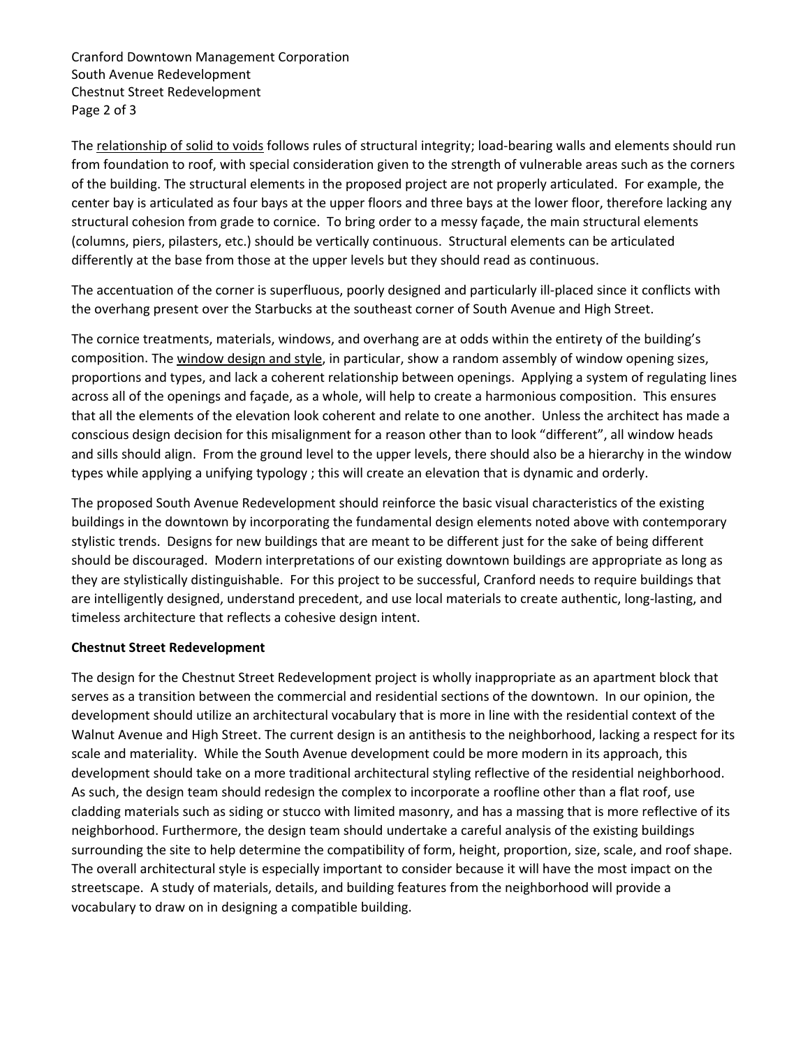The <u>relationship of solid to voids</u> follows rules of structural integrity; load-bearing walls and elements should run from foundation to roof, with special consideration given to the strength of vulnerable areas such as the corners of the building. The structural elements in the proposed project are not properly articulated. For example, the center bay is articulated as four bays at the upper floors and three bays at the lower floor, therefore lacking any structural cohesion from grade to cornice. To bring order to a messy façade, the main structural elements (columns, piers, pilasters, etc.) should be vertically continuous. Structural elements can be articulated differently at the base from those at the upper levels but they should read as continuous.

The accentuation of the corner is superfluous, poorly designed and particularly ill-placed since it conflicts with the overhang present over the Starbucks at the southeast corner of South Avenue and High Street.

The cornice treatments, materials, windows, and overhang are at odds within the entirety of the building's composition. The <u>window design and style</u>, in particular, show a random assembly of window opening sizes, proportions and types, and lack a coherent relationship between openings. Applying a system of regulating lines across all of the openings and façade, as a whole, will help to create a harmonious composition. This ensures that all the elements of the elevation look coherent and relate to one another. Unless the architect has made a conscious design decision for this misalignment for a reason other than to look "different", all window heads and sills should align. From the ground level to the upper levels, there should also be a hierarchy in the window types while applying a unifying typology ; this will create an elevation that is dynamic and orderly.

The proposed South Avenue Redevelopment should reinforce the basic visual characteristics of the existing buildings in the downtown by incorporating the fundamental design elements noted above with contemporary stylistic trends. Designs for new buildings that are meant to be different just for the sake of being different should be discouraged. Modern interpretations of our existing downtown buildings are appropriate as long as they are stylistically distinguishable. For this project to be successful, Cranford needs to require buildings that are intelligently designed, understand precedent, and use local materials to create authentic, long-lasting, and timeless architecture that reflects a cohesive design intent.

**Chestnut Street Redevelopment**

The design for the Chestnut Street Redevelopment project is wholly inappropriate as an apartment block that serves as a transition between the commercial and residential sections of the downtown. In our opinion, the development should utilize an architectural vocabulary that is more in line with the residential context of the Walnut Avenue and High Street. The current design is an antithesis to the neighborhood, lacking a respect for its scale and materiality. While the South Avenue development could be more modern in its approach, this development should take on a more traditional architectural styling reflective of the residential neighborhood. As such, the design team should redesign the complex to incorporate a roofline other than a flat roof, use cladding materials such as siding or stucco with limited masonry, and has a massing that is more reflective of its neighborhood. Furthermore, the design team should undertake a careful analysis of the existing buildings surrounding the site to help determine the compatibility of form, height, proportion, size, scale, and roof shape. The overall architectural style is especially important to consider because it will have the most impact on the streetscape. A study of materials, details, and building features from the neighborhood will provide a vocabulary to draw on in designing a compatible building.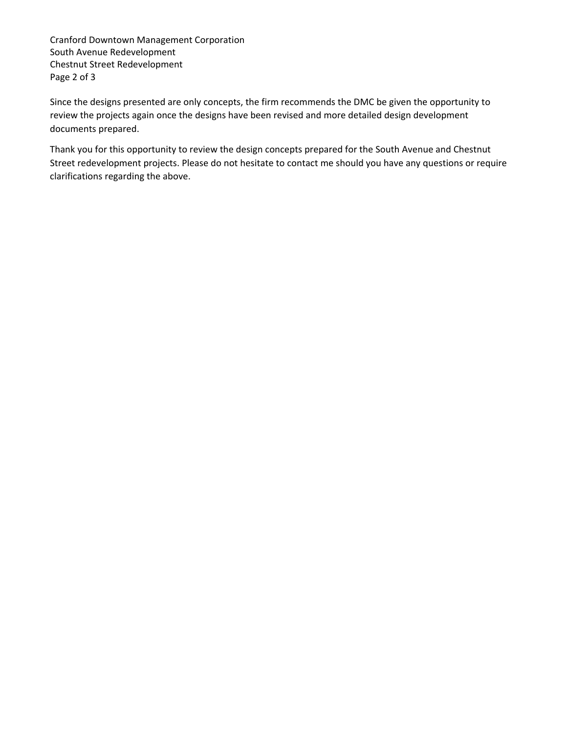Since the designs presented are only concepts, the firm recommends the DMC be given the opportunity to review the projects again once the designs have been revised and more detailed design development documents prepared.

Thank you for this opportunity to review the design concepts prepared for the South Avenue and Chestnut Street redevelopment projects. Please do not hesitate to contact me should you have any questions or require clarifications regarding the above.